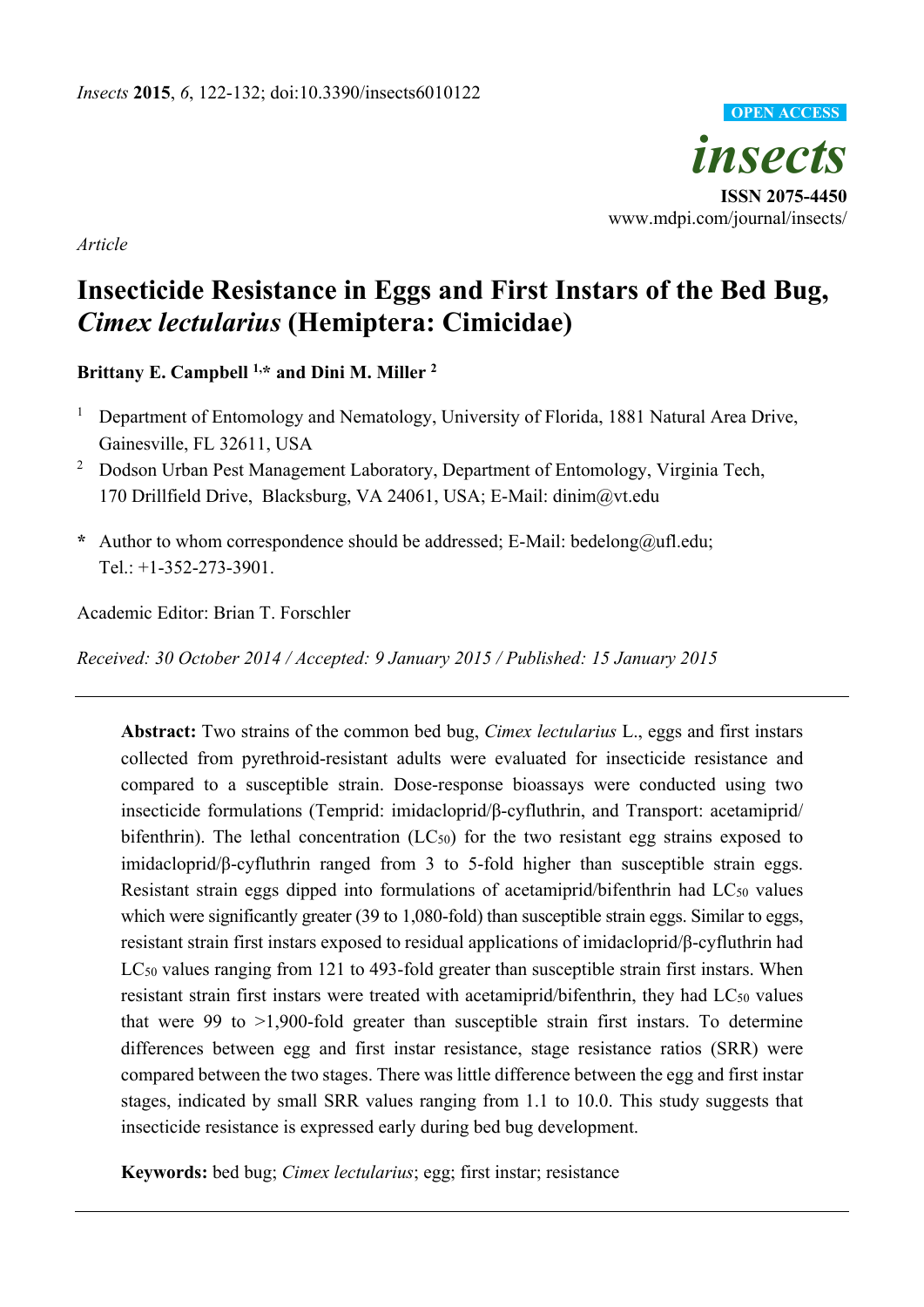*Article*

# Insecticide Resistance in Eggs and First Instars of the Bed Bug, *Cimex lectularius* (Hemiptera: Cimicidae)

**Brittany E. Campbell [1,*] and Dini M. Miller [2]**

[1] Department of Entomology and Nematology, University of Florida, 1881 Natural Area Drive, Gainesville, FL 32611, USA

[2] Dodson Urban Pest Management Laboratory, Department of Entomology, Virginia Tech, 170 Drillfield Drive, Blacksburg, VA 24061, USA; E-Mail: dinim@vt.edu

**\*** Author to whom correspondence should be addressed; E-Mail: bedelong@ufl.edu; Tel.: +1-352-273-3901.

Academic Editor: Brian T. Forschler

*Received: 30 October 2014 / Accepted: 9 January 2015 / Published: 15 January 2015*

---

**Abstract:** Two strains of the common bed bug, *Cimex lectularius* L., eggs and first instars collected from pyrethroid-resistant adults were evaluated for insecticide resistance and compared to a susceptible strain. Dose-response bioassays were conducted using two insecticide formulations (Temprid: imidacloprid/β-cyfluthrin, and Transport: acetamiprid/bifenthrin). The lethal concentration ($LC_{50}$) for the two resistant egg strains exposed to imidacloprid/β-cyfluthrin ranged from 3 to 5-fold higher than susceptible strain eggs. Resistant strain eggs dipped into formulations of acetamiprid/bifenthrin had $LC_{50}$ values which were significantly greater (39 to 1,080-fold) than susceptible strain eggs. Similar to eggs, resistant strain first instars exposed to residual applications of imidacloprid/β-cyfluthrin had $LC_{50}$ values ranging from 121 to 493-fold greater than susceptible strain first instars. When resistant strain first instars were treated with acetamiprid/bifenthrin, they had $LC_{50}$ values that were 99 to >1,900-fold greater than susceptible strain first instars. To determine differences between egg and first instar resistance, stage resistance ratios (SRR) were compared between the two stages. There was little difference between the egg and first instar stages, indicated by small SRR values ranging from 1.1 to 10.0. This study suggests that insecticide resistance is expressed early during bed bug development.

**Keywords:** bed bug; *Cimex lectularius*; egg; first instar; resistance

---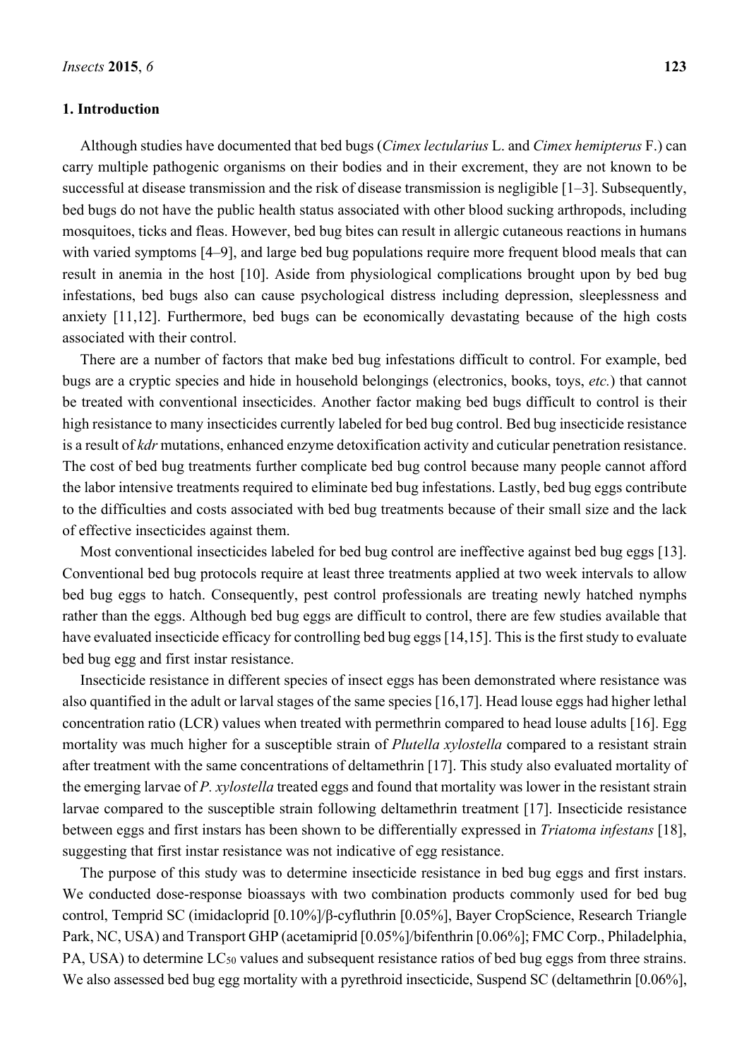## 1. Introduction

Although studies have documented that bed bugs (*Cimex lectularius* L. and *Cimex hemipterus* F.) can carry multiple pathogenic organisms on their bodies and in their excrement, they are not known to be successful at disease transmission and the risk of disease transmission is negligible [1–3]. Subsequently, bed bugs do not have the public health status associated with other blood sucking arthropods, including mosquitoes, ticks and fleas. However, bed bug bites can result in allergic cutaneous reactions in humans with varied symptoms [4–9], and large bed bug populations require more frequent blood meals that can result in anemia in the host [10]. Aside from physiological complications brought upon by bed bug infestations, bed bugs also can cause psychological distress including depression, sleeplessness and anxiety [11,12]. Furthermore, bed bugs can be economically devastating because of the high costs associated with their control.

There are a number of factors that make bed bug infestations difficult to control. For example, bed bugs are a cryptic species and hide in household belongings (electronics, books, toys, *etc.*) that cannot be treated with conventional insecticides. Another factor making bed bugs difficult to control is their high resistance to many insecticides currently labeled for bed bug control. Bed bug insecticide resistance is a result of *kdr* mutations, enhanced enzyme detoxification activity and cuticular penetration resistance. The cost of bed bug treatments further complicate bed bug control because many people cannot afford the labor intensive treatments required to eliminate bed bug infestations. Lastly, bed bug eggs contribute to the difficulties and costs associated with bed bug treatments because of their small size and the lack of effective insecticides against them.

Most conventional insecticides labeled for bed bug control are ineffective against bed bug eggs [13]. Conventional bed bug protocols require at least three treatments applied at two week intervals to allow bed bug eggs to hatch. Consequently, pest control professionals are treating newly hatched nymphs rather than the eggs. Although bed bug eggs are difficult to control, there are few studies available that have evaluated insecticide efficacy for controlling bed bug eggs [14,15]. This is the first study to evaluate bed bug egg and first instar resistance.

Insecticide resistance in different species of insect eggs has been demonstrated where resistance was also quantified in the adult or larval stages of the same species [16,17]. Head louse eggs had higher lethal concentration ratio (LCR) values when treated with permethrin compared to head louse adults [16]. Egg mortality was much higher for a susceptible strain of *Plutella xylostella* compared to a resistant strain after treatment with the same concentrations of deltamethrin [17]. This study also evaluated mortality of the emerging larvae of *P. xylostella* treated eggs and found that mortality was lower in the resistant strain larvae compared to the susceptible strain following deltamethrin treatment [17]. Insecticide resistance between eggs and first instars has been shown to be differentially expressed in *Triatoma infestans* [18], suggesting that first instar resistance was not indicative of egg resistance.

The purpose of this study was to determine insecticide resistance in bed bug eggs and first instars. We conducted dose-response bioassays with two combination products commonly used for bed bug control, Temprid SC (imidacloprid [0.10%]/β-cyfluthrin [0.05%], Bayer CropScience, Research Triangle Park, NC, USA) and Transport GHP (acetamiprid [0.05%]/bifenthrin [0.06%]; FMC Corp., Philadelphia, PA, USA) to determine $LC_{50}$ values and subsequent resistance ratios of bed bug eggs from three strains. We also assessed bed bug egg mortality with a pyrethroid insecticide, Suspend SC (deltamethrin [0.06%],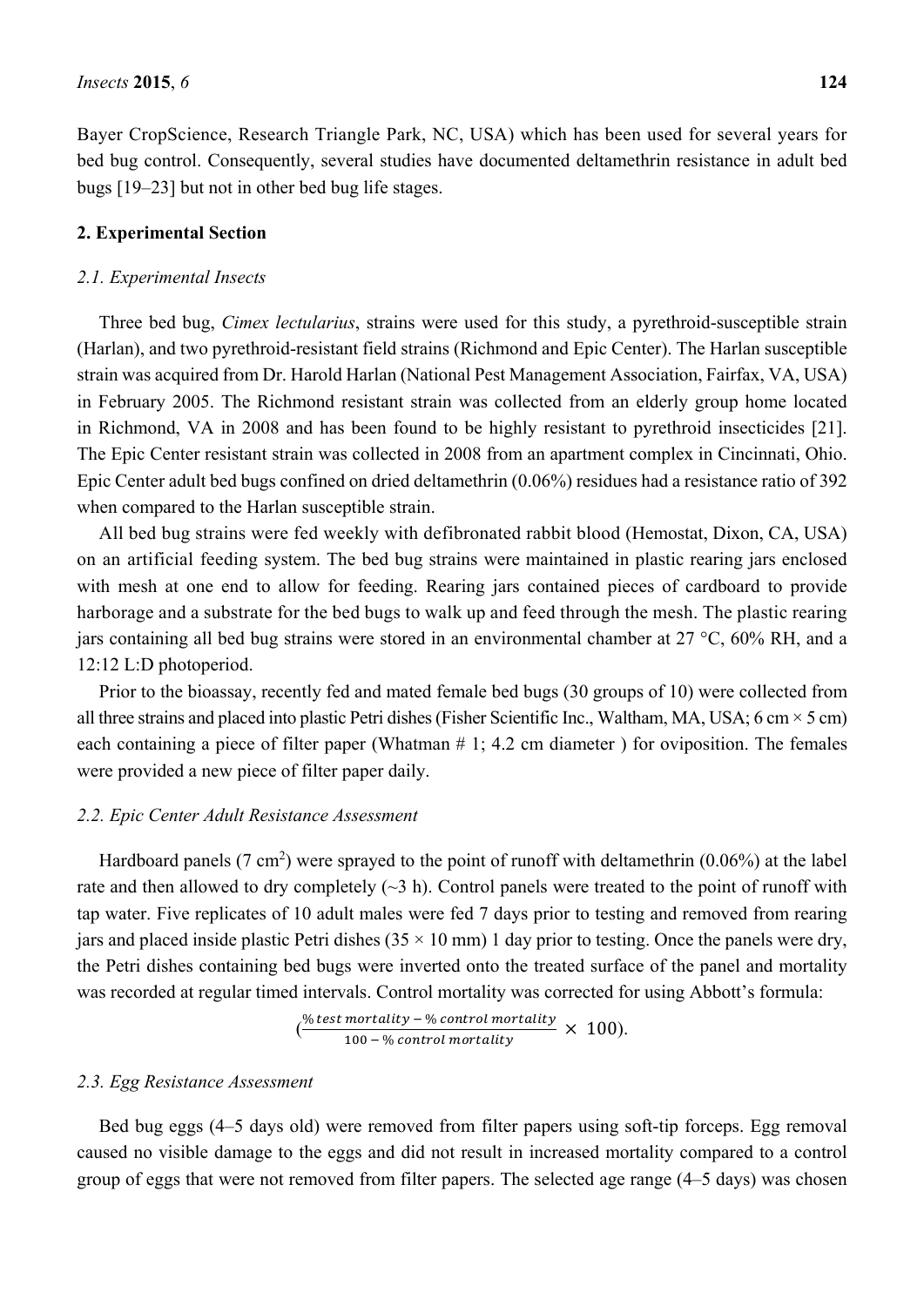Bayer CropScience, Research Triangle Park, NC, USA) which has been used for several years for bed bug control. Consequently, several studies have documented deltamethrin resistance in adult bed bugs [19–23] but not in other bed bug life stages.

## 2. Experimental Section

### 2.1. Experimental Insects

Three bed bug, *Cimex lectularius*, strains were used for this study, a pyrethroid-susceptible strain (Harlan), and two pyrethroid-resistant field strains (Richmond and Epic Center). The Harlan susceptible strain was acquired from Dr. Harold Harlan (National Pest Management Association, Fairfax, VA, USA) in February 2005. The Richmond resistant strain was collected from an elderly group home located in Richmond, VA in 2008 and has been found to be highly resistant to pyrethroid insecticides [21]. The Epic Center resistant strain was collected in 2008 from an apartment complex in Cincinnati, Ohio. Epic Center adult bed bugs confined on dried deltamethrin (0.06%) residues had a resistance ratio of 392 when compared to the Harlan susceptible strain.

All bed bug strains were fed weekly with defibronated rabbit blood (Hemostat, Dixon, CA, USA) on an artificial feeding system. The bed bug strains were maintained in plastic rearing jars enclosed with mesh at one end to allow for feeding. Rearing jars contained pieces of cardboard to provide harborage and a substrate for the bed bugs to walk up and feed through the mesh. The plastic rearing jars containing all bed bug strains were stored in an environmental chamber at 27 °C, 60% RH, and a 12:12 L:D photoperiod.

Prior to the bioassay, recently fed and mated female bed bugs (30 groups of 10) were collected from all three strains and placed into plastic Petri dishes (Fisher Scientific Inc., Waltham, MA, USA; 6 cm × 5 cm) each containing a piece of filter paper (Whatman # 1; 4.2 cm diameter ) for oviposition. The females were provided a new piece of filter paper daily.

### 2.2. Epic Center Adult Resistance Assessment

Hardboard panels (7 $cm^2$) were sprayed to the point of runoff with deltamethrin (0.06%) at the label rate and then allowed to dry completely (~3 h). Control panels were treated to the point of runoff with tap water. Five replicates of 10 adult males were fed 7 days prior to testing and removed from rearing jars and placed inside plastic Petri dishes (35 × 10 mm) 1 day prior to testing. Once the panels were dry, the Petri dishes containing bed bugs were inverted onto the treated surface of the panel and mortality was recorded at regular timed intervals. Control mortality was corrected for using Abbott's formula:

$$\left(\frac{\%\,test\ mortality - \%\,control\ mortality}{100 - \%\,control\ mortality} \times 100\right).$$

### 2.3. Egg Resistance Assessment

Bed bug eggs (4–5 days old) were removed from filter papers using soft-tip forceps. Egg removal caused no visible damage to the eggs and did not result in increased mortality compared to a control group of eggs that were not removed from filter papers. The selected age range (4–5 days) was chosen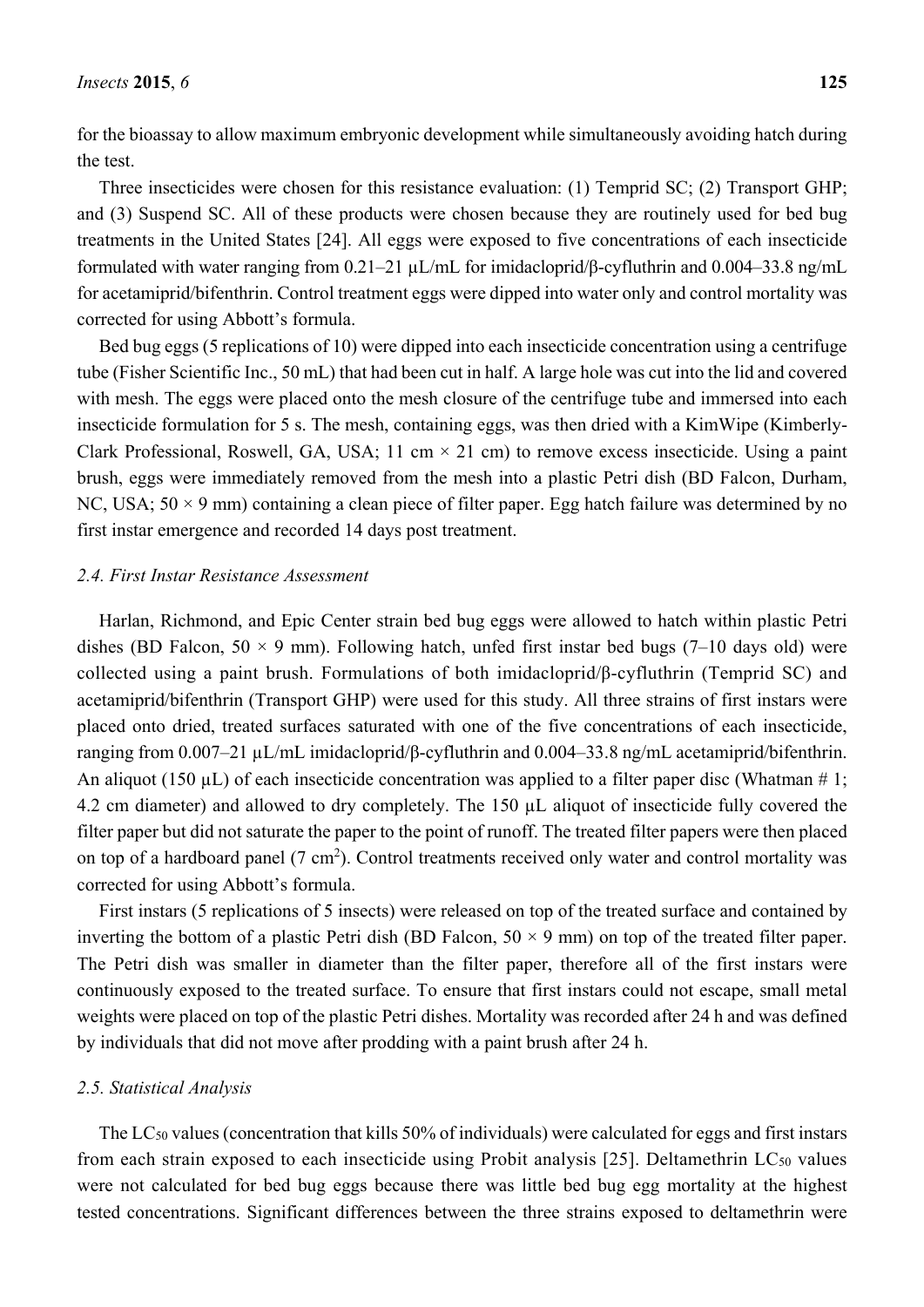for the bioassay to allow maximum embryonic development while simultaneously avoiding hatch during the test.

Three insecticides were chosen for this resistance evaluation: (1) Temprid SC; (2) Transport GHP; and (3) Suspend SC. All of these products were chosen because they are routinely used for bed bug treatments in the United States [24]. All eggs were exposed to five concentrations of each insecticide formulated with water ranging from 0.21–21 μL/mL for imidacloprid/β-cyfluthrin and 0.004–33.8 ng/mL for acetamiprid/bifenthrin. Control treatment eggs were dipped into water only and control mortality was corrected for using Abbott's formula.

Bed bug eggs (5 replications of 10) were dipped into each insecticide concentration using a centrifuge tube (Fisher Scientific Inc., 50 mL) that had been cut in half. A large hole was cut into the lid and covered with mesh. The eggs were placed onto the mesh closure of the centrifuge tube and immersed into each insecticide formulation for 5 s. The mesh, containing eggs, was then dried with a KimWipe (Kimberly-Clark Professional, Roswell, GA, USA; 11 cm × 21 cm) to remove excess insecticide. Using a paint brush, eggs were immediately removed from the mesh into a plastic Petri dish (BD Falcon, Durham, NC, USA; 50 × 9 mm) containing a clean piece of filter paper. Egg hatch failure was determined by no first instar emergence and recorded 14 days post treatment.

### 2.4. First Instar Resistance Assessment

Harlan, Richmond, and Epic Center strain bed bug eggs were allowed to hatch within plastic Petri dishes (BD Falcon, 50 × 9 mm). Following hatch, unfed first instar bed bugs (7–10 days old) were collected using a paint brush. Formulations of both imidacloprid/β-cyfluthrin (Temprid SC) and acetamiprid/bifenthrin (Transport GHP) were used for this study. All three strains of first instars were placed onto dried, treated surfaces saturated with one of the five concentrations of each insecticide, ranging from 0.007–21 μL/mL imidacloprid/β-cyfluthrin and 0.004–33.8 ng/mL acetamiprid/bifenthrin. An aliquot (150 μL) of each insecticide concentration was applied to a filter paper disc (Whatman # 1; 4.2 cm diameter) and allowed to dry completely. The 150 μL aliquot of insecticide fully covered the filter paper but did not saturate the paper to the point of runoff. The treated filter papers were then placed on top of a hardboard panel (7 $cm^2$). Control treatments received only water and control mortality was corrected for using Abbott's formula.

First instars (5 replications of 5 insects) were released on top of the treated surface and contained by inverting the bottom of a plastic Petri dish (BD Falcon, 50 × 9 mm) on top of the treated filter paper. The Petri dish was smaller in diameter than the filter paper, therefore all of the first instars were continuously exposed to the treated surface. To ensure that first instars could not escape, small metal weights were placed on top of the plastic Petri dishes. Mortality was recorded after 24 h and was defined by individuals that did not move after prodding with a paint brush after 24 h.

### 2.5. Statistical Analysis

The $LC_{50}$ values (concentration that kills 50% of individuals) were calculated for eggs and first instars from each strain exposed to each insecticide using Probit analysis [25]. Deltamethrin $LC_{50}$ values were not calculated for bed bug eggs because there was little bed bug egg mortality at the highest tested concentrations. Significant differences between the three strains exposed to deltamethrin were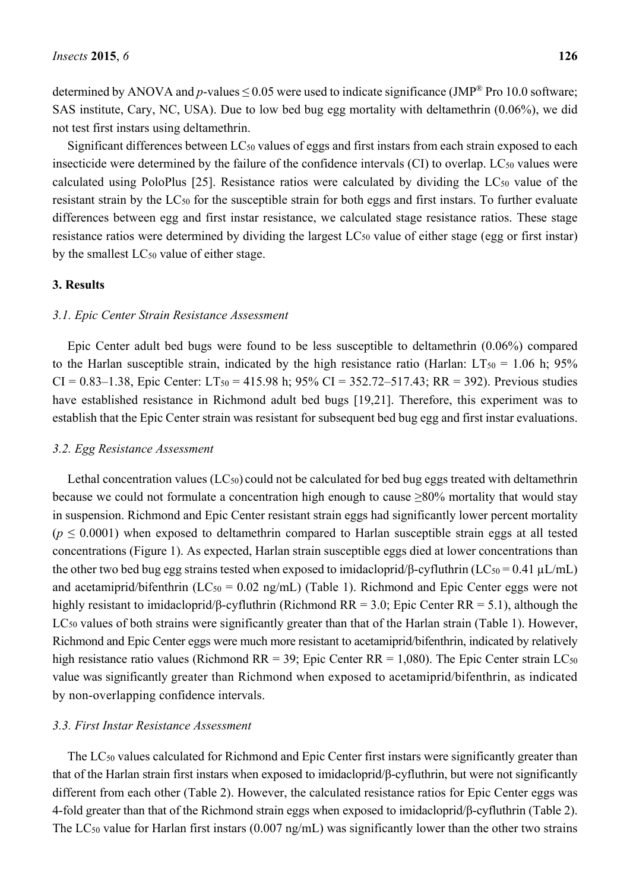determined by ANOVA and *p*-values ≤ 0.05 were used to indicate significance (JMP® Pro 10.0 software; SAS institute, Cary, NC, USA). Due to low bed bug egg mortality with deltamethrin (0.06%), we did not test first instars using deltamethrin.

Significant differences between $LC_{50}$ values of eggs and first instars from each strain exposed to each insecticide were determined by the failure of the confidence intervals (CI) to overlap. $LC_{50}$ values were calculated using PoloPlus [25]. Resistance ratios were calculated by dividing the $LC_{50}$ value of the resistant strain by the $LC_{50}$ for the susceptible strain for both eggs and first instars. To further evaluate differences between egg and first instar resistance, we calculated stage resistance ratios. These stage resistance ratios were determined by dividing the largest $LC_{50}$ value of either stage (egg or first instar) by the smallest $LC_{50}$ value of either stage.

## 3. Results

### *3.1. Epic Center Strain Resistance Assessment*

Epic Center adult bed bugs were found to be less susceptible to deltamethrin (0.06%) compared to the Harlan susceptible strain, indicated by the high resistance ratio (Harlan: $LT_{50}$ = 1.06 h; 95% CI = 0.83–1.38, Epic Center: $LT_{50}$ = 415.98 h; 95% CI = 352.72–517.43; RR = 392). Previous studies have established resistance in Richmond adult bed bugs [19,21]. Therefore, this experiment was to establish that the Epic Center strain was resistant for subsequent bed bug egg and first instar evaluations.

### *3.2. Egg Resistance Assessment*

Lethal concentration values ($LC_{50}$) could not be calculated for bed bug eggs treated with deltamethrin because we could not formulate a concentration high enough to cause ≥80% mortality that would stay in suspension. Richmond and Epic Center resistant strain eggs had significantly lower percent mortality ($p \leq 0.0001$) when exposed to deltamethrin compared to Harlan susceptible strain eggs at all tested concentrations (Figure 1). As expected, Harlan strain susceptible eggs died at lower concentrations than the other two bed bug egg strains tested when exposed to imidacloprid/β-cyfluthrin ($LC_{50}$ = 0.41 μL/mL) and acetamiprid/bifenthrin ($LC_{50}$ = 0.02 ng/mL) (Table 1). Richmond and Epic Center eggs were not highly resistant to imidacloprid/β-cyfluthrin (Richmond RR = 3.0; Epic Center RR = 5.1), although the $LC_{50}$ values of both strains were significantly greater than that of the Harlan strain (Table 1). However, Richmond and Epic Center eggs were much more resistant to acetamiprid/bifenthrin, indicated by relatively high resistance ratio values (Richmond RR = 39; Epic Center RR = 1,080). The Epic Center strain $LC_{50}$ value was significantly greater than Richmond when exposed to acetamiprid/bifenthrin, as indicated by non-overlapping confidence intervals.

### *3.3. First Instar Resistance Assessment*

The $LC_{50}$ values calculated for Richmond and Epic Center first instars were significantly greater than that of the Harlan strain first instars when exposed to imidacloprid/β-cyfluthrin, but were not significantly different from each other (Table 2). However, the calculated resistance ratios for Epic Center eggs was 4-fold greater than that of the Richmond strain eggs when exposed to imidacloprid/β-cyfluthrin (Table 2). The $LC_{50}$ value for Harlan first instars (0.007 ng/mL) was significantly lower than the other two strains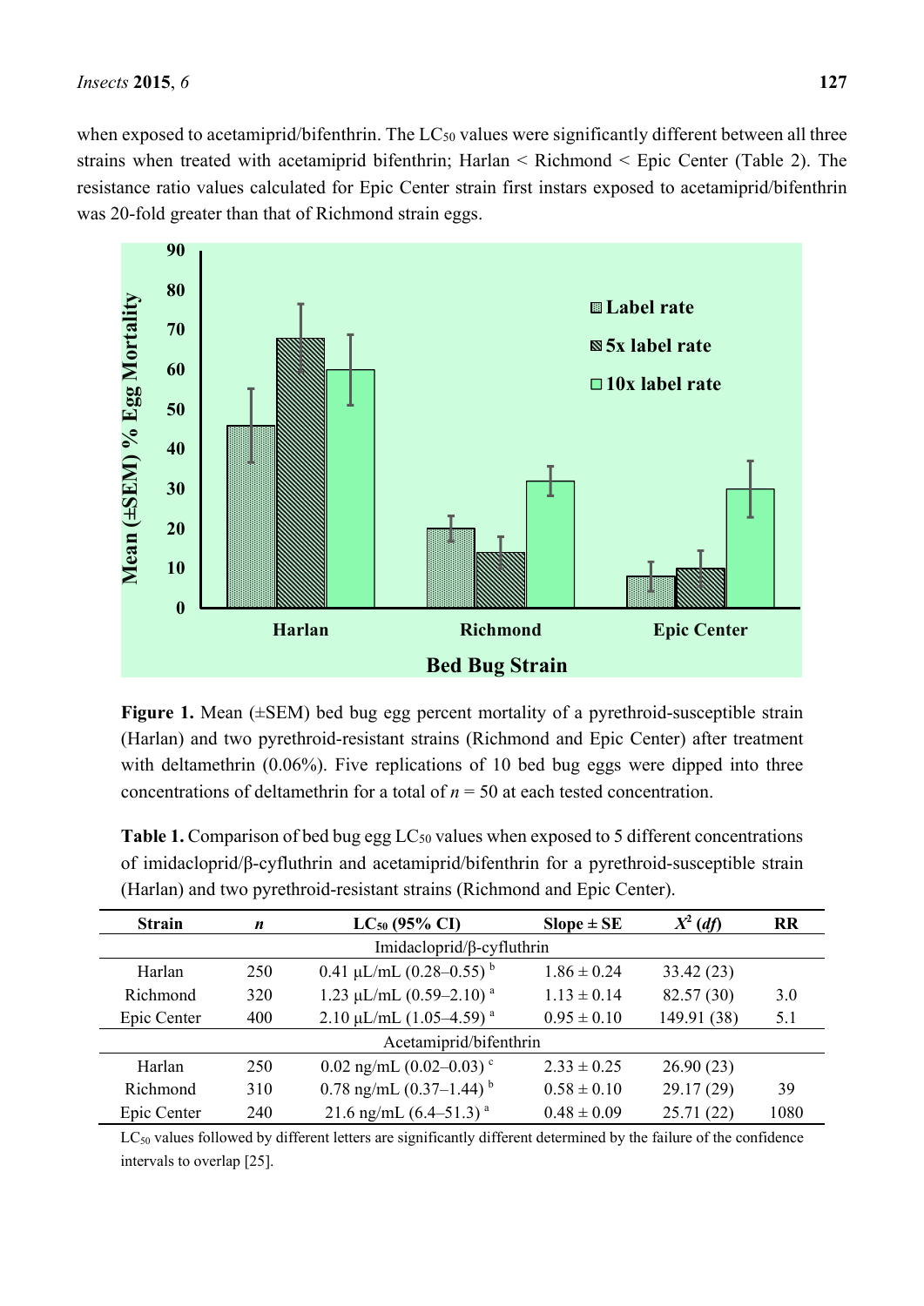when exposed to acetamiprid/bifenthrin. The $LC_{50}$ values were significantly different between all three strains when treated with acetamiprid bifenthrin; Harlan < Richmond < Epic Center (Table 2). The resistance ratio values calculated for Epic Center strain first instars exposed to acetamiprid/bifenthrin was 20-fold greater than that of Richmond strain eggs.

**Figure 1.** Mean (±SEM) bed bug egg percent mortality of a pyrethroid-susceptible strain (Harlan) and two pyrethroid-resistant strains (Richmond and Epic Center) after treatment with deltamethrin (0.06%). Five replications of 10 bed bug eggs were dipped into three concentrations of deltamethrin for a total of $n = 50$ at each tested concentration.

**Table 1.** Comparison of bed bug egg $LC_{50}$ values when exposed to 5 different concentrations of imidacloprid/β-cyfluthrin and acetamiprid/bifenthrin for a pyrethroid-susceptible strain (Harlan) and two pyrethroid-resistant strains (Richmond and Epic Center).

| Strain | *n* | $LC_{50}$ (95% CI) | Slope ± SE | $X^2$ (*df*) | RR |
|---|---|---|---|---|---|
| Imidacloprid/β-cyfluthrin | | | | | |
| Harlan | 250 | 0.41 μL/mL (0.28–0.55) [b] | 1.86 ± 0.24 | 33.42 (23) | |
| Richmond | 320 | 1.23 μL/mL (0.59–2.10) [a] | 1.13 ± 0.14 | 82.57 (30) | 3.0 |
| Epic Center | 400 | 2.10 μL/mL (1.05–4.59) [a] | 0.95 ± 0.10 | 149.91 (38) | 5.1 |
| Acetamiprid/bifenthrin | | | | | |
| Harlan | 250 | 0.02 ng/mL (0.02–0.03) [c] | 2.33 ± 0.25 | 26.90 (23) | |
| Richmond | 310 | 0.78 ng/mL (0.37–1.44) [b] | 0.58 ± 0.10 | 29.17 (29) | 39 |
| Epic Center | 240 | 21.6 ng/mL (6.4–51.3) [a] | 0.48 ± 0.09 | 25.71 (22) | 1080 |

$LC_{50}$ values followed by different letters are significantly different determined by the failure of the confidence intervals to overlap [25].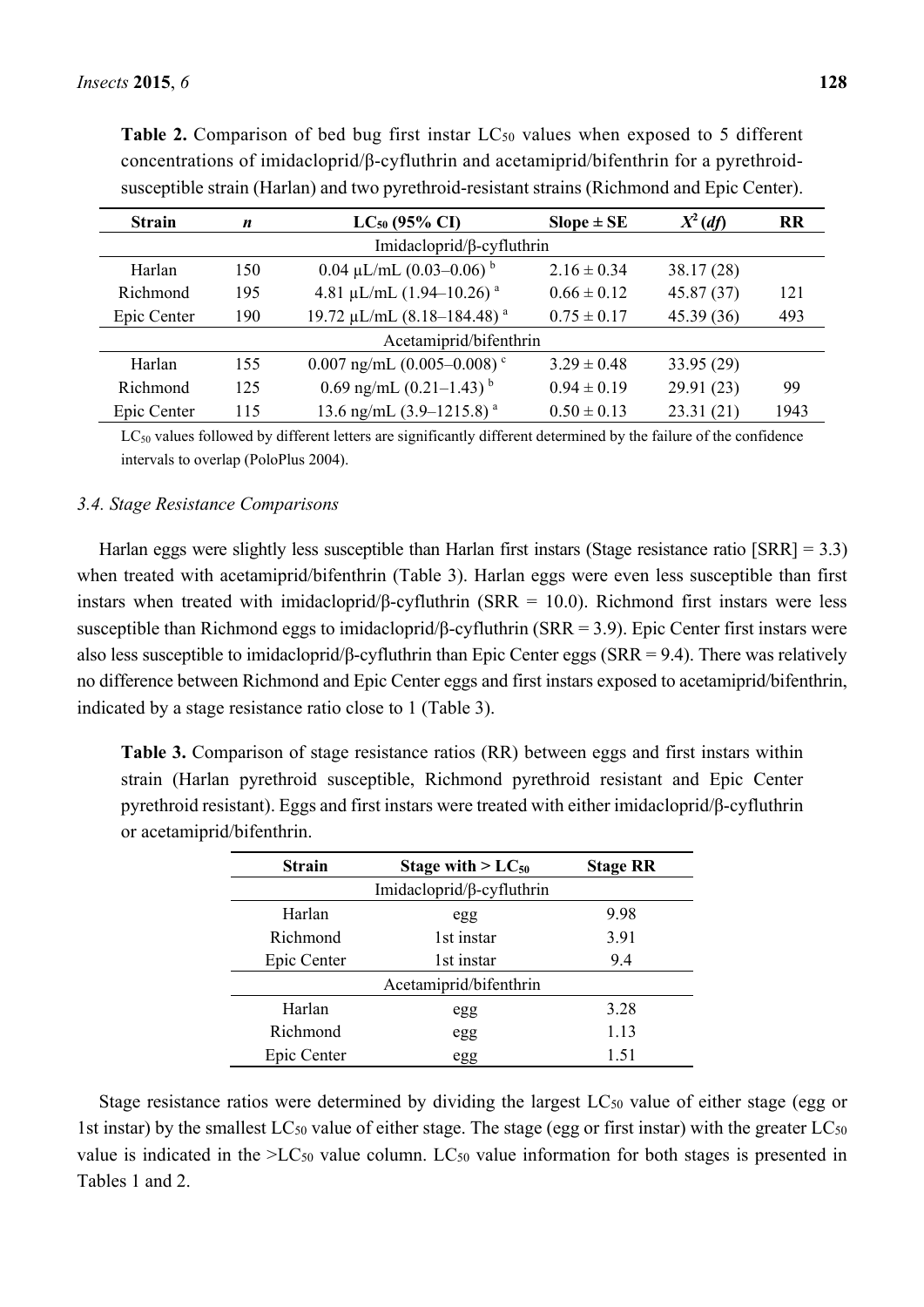**Table 2.** Comparison of bed bug first instar $LC_{50}$ values when exposed to 5 different concentrations of imidacloprid/β-cyfluthrin and acetamiprid/bifenthrin for a pyrethroid-susceptible strain (Harlan) and two pyrethroid-resistant strains (Richmond and Epic Center).

| Strain | *n* | $LC_{50}$ (95% CI) | Slope ± SE | $X^2$ (*df*) | RR |
|---|---|---|---|---|---|
| Imidacloprid/β-cyfluthrin | | | | | |
| Harlan | 150 | 0.04 µL/mL (0.03–0.06) [b] | 2.16 ± 0.34 | 38.17 (28) | |
| Richmond | 195 | 4.81 µL/mL (1.94–10.26) [a] | 0.66 ± 0.12 | 45.87 (37) | 121 |
| Epic Center | 190 | 19.72 µL/mL (8.18–184.48) [a] | 0.75 ± 0.17 | 45.39 (36) | 493 |
| Acetamiprid/bifenthrin | | | | | |
| Harlan | 155 | 0.007 ng/mL (0.005–0.008) [c] | 3.29 ± 0.48 | 33.95 (29) | |
| Richmond | 125 | 0.69 ng/mL (0.21–1.43) [b] | 0.94 ± 0.19 | 29.91 (23) | 99 |
| Epic Center | 115 | 13.6 ng/mL (3.9–1215.8) [a] | 0.50 ± 0.13 | 23.31 (21) | 1943 |

$LC_{50}$ values followed by different letters are significantly different determined by the failure of the confidence intervals to overlap (PoloPlus 2004).

### 3.4. Stage Resistance Comparisons

Harlan eggs were slightly less susceptible than Harlan first instars (Stage resistance ratio [SRR] = 3.3) when treated with acetamiprid/bifenthrin (Table 3). Harlan eggs were even less susceptible than first instars when treated with imidacloprid/β-cyfluthrin (SRR = 10.0). Richmond first instars were less susceptible than Richmond eggs to imidacloprid/β-cyfluthrin (SRR = 3.9). Epic Center first instars were also less susceptible to imidacloprid/β-cyfluthrin than Epic Center eggs (SRR = 9.4). There was relatively no difference between Richmond and Epic Center eggs and first instars exposed to acetamiprid/bifenthrin, indicated by a stage resistance ratio close to 1 (Table 3).

**Table 3.** Comparison of stage resistance ratios (RR) between eggs and first instars within strain (Harlan pyrethroid susceptible, Richmond pyrethroid resistant and Epic Center pyrethroid resistant). Eggs and first instars were treated with either imidacloprid/β-cyfluthrin or acetamiprid/bifenthrin.

| Strain | Stage with > $LC_{50}$ | Stage RR |
|---|---|---|
| Imidacloprid/β-cyfluthrin | | |
| Harlan | egg | 9.98 |
| Richmond | 1st instar | 3.91 |
| Epic Center | 1st instar | 9.4 |
| Acetamiprid/bifenthrin | | |
| Harlan | egg | 3.28 |
| Richmond | egg | 1.13 |
| Epic Center | egg | 1.51 |

Stage resistance ratios were determined by dividing the largest $LC_{50}$ value of either stage (egg or 1st instar) by the smallest $LC_{50}$ value of either stage. The stage (egg or first instar) with the greater $LC_{50}$ value is indicated in the >$LC_{50}$ value column. $LC_{50}$ value information for both stages is presented in Tables 1 and 2.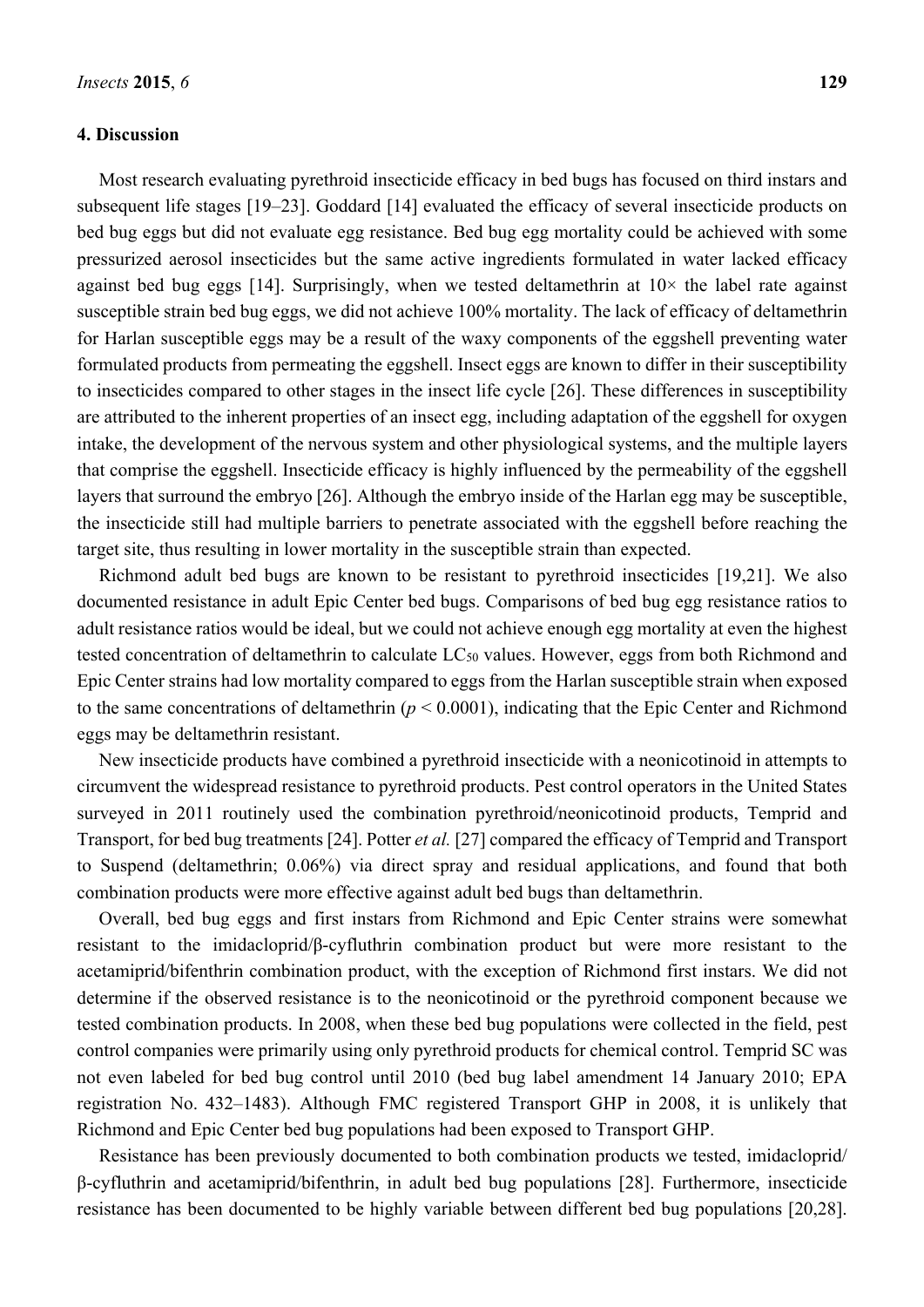## 4. Discussion

Most research evaluating pyrethroid insecticide efficacy in bed bugs has focused on third instars and subsequent life stages [19–23]. Goddard [14] evaluated the efficacy of several insecticide products on bed bug eggs but did not evaluate egg resistance. Bed bug egg mortality could be achieved with some pressurized aerosol insecticides but the same active ingredients formulated in water lacked efficacy against bed bug eggs [14]. Surprisingly, when we tested deltamethrin at 10× the label rate against susceptible strain bed bug eggs, we did not achieve 100% mortality. The lack of efficacy of deltamethrin for Harlan susceptible eggs may be a result of the waxy components of the eggshell preventing water formulated products from permeating the eggshell. Insect eggs are known to differ in their susceptibility to insecticides compared to other stages in the insect life cycle [26]. These differences in susceptibility are attributed to the inherent properties of an insect egg, including adaptation of the eggshell for oxygen intake, the development of the nervous system and other physiological systems, and the multiple layers that comprise the eggshell. Insecticide efficacy is highly influenced by the permeability of the eggshell layers that surround the embryo [26]. Although the embryo inside of the Harlan egg may be susceptible, the insecticide still had multiple barriers to penetrate associated with the eggshell before reaching the target site, thus resulting in lower mortality in the susceptible strain than expected.

Richmond adult bed bugs are known to be resistant to pyrethroid insecticides [19,21]. We also documented resistance in adult Epic Center bed bugs. Comparisons of bed bug egg resistance ratios to adult resistance ratios would be ideal, but we could not achieve enough egg mortality at even the highest tested concentration of deltamethrin to calculate $LC_{50}$ values. However, eggs from both Richmond and Epic Center strains had low mortality compared to eggs from the Harlan susceptible strain when exposed to the same concentrations of deltamethrin ($p < 0.0001$), indicating that the Epic Center and Richmond eggs may be deltamethrin resistant.

New insecticide products have combined a pyrethroid insecticide with a neonicotinoid in attempts to circumvent the widespread resistance to pyrethroid products. Pest control operators in the United States surveyed in 2011 routinely used the combination pyrethroid/neonicotinoid products, Temprid and Transport, for bed bug treatments [24]. Potter *et al.* [27] compared the efficacy of Temprid and Transport to Suspend (deltamethrin; 0.06%) via direct spray and residual applications, and found that both combination products were more effective against adult bed bugs than deltamethrin.

Overall, bed bug eggs and first instars from Richmond and Epic Center strains were somewhat resistant to the imidacloprid/β-cyfluthrin combination product but were more resistant to the acetamiprid/bifenthrin combination product, with the exception of Richmond first instars. We did not determine if the observed resistance is to the neonicotinoid or the pyrethroid component because we tested combination products. In 2008, when these bed bug populations were collected in the field, pest control companies were primarily using only pyrethroid products for chemical control. Temprid SC was not even labeled for bed bug control until 2010 (bed bug label amendment 14 January 2010; EPA registration No. 432–1483). Although FMC registered Transport GHP in 2008, it is unlikely that Richmond and Epic Center bed bug populations had been exposed to Transport GHP.

Resistance has been previously documented to both combination products we tested, imidacloprid/β-cyfluthrin and acetamiprid/bifenthrin, in adult bed bug populations [28]. Furthermore, insecticide resistance has been documented to be highly variable between different bed bug populations [20,28].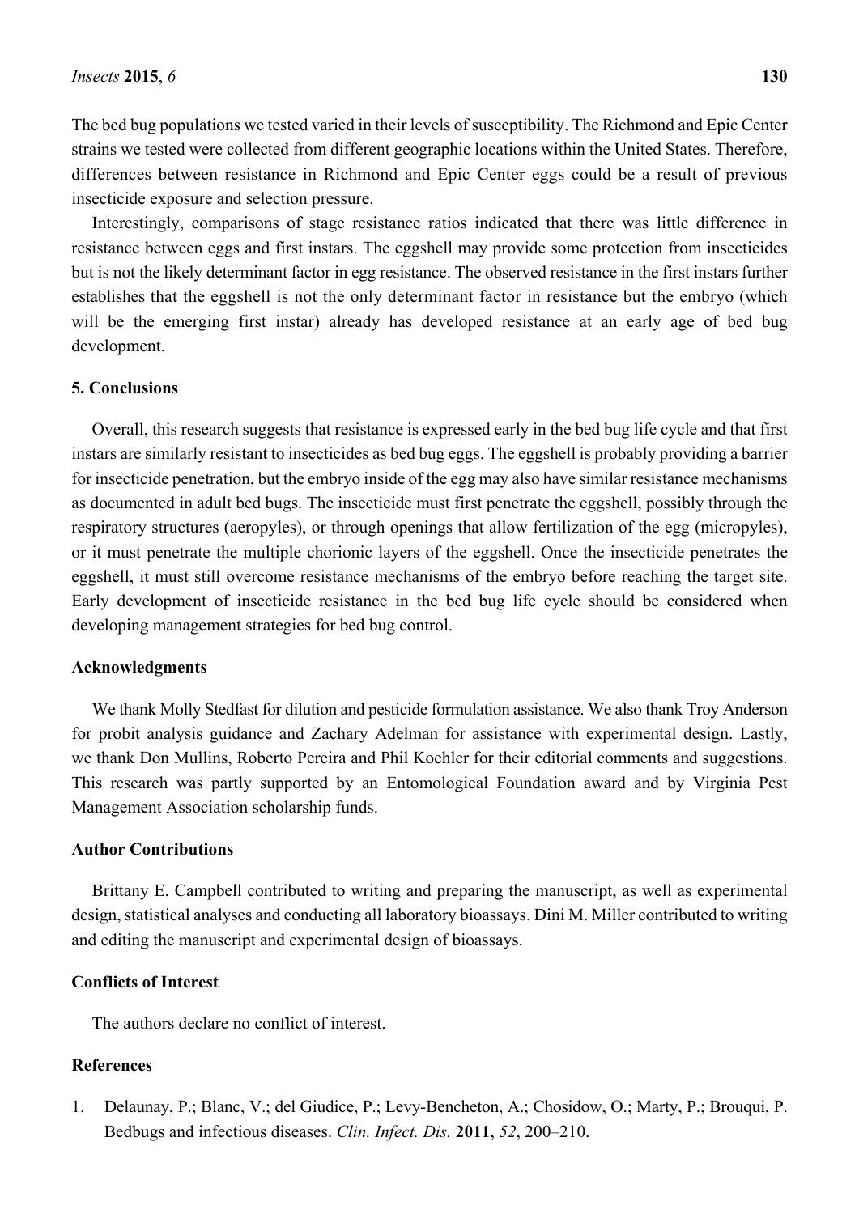The bed bug populations we tested varied in their levels of susceptibility. The Richmond and Epic Center strains we tested were collected from different geographic locations within the United States. Therefore, differences between resistance in Richmond and Epic Center eggs could be a result of previous insecticide exposure and selection pressure.

Interestingly, comparisons of stage resistance ratios indicated that there was little difference in resistance between eggs and first instars. The eggshell may provide some protection from insecticides but is not the likely determinant factor in egg resistance. The observed resistance in the first instars further establishes that the eggshell is not the only determinant factor in resistance but the embryo (which will be the emerging first instar) already has developed resistance at an early age of bed bug development.

## 5. Conclusions

Overall, this research suggests that resistance is expressed early in the bed bug life cycle and that first instars are similarly resistant to insecticides as bed bug eggs. The eggshell is probably providing a barrier for insecticide penetration, but the embryo inside of the egg may also have similar resistance mechanisms as documented in adult bed bugs. The insecticide must first penetrate the eggshell, possibly through the respiratory structures (aeropyles), or through openings that allow fertilization of the egg (micropyles), or it must penetrate the multiple chorionic layers of the eggshell. Once the insecticide penetrates the eggshell, it must still overcome resistance mechanisms of the embryo before reaching the target site. Early development of insecticide resistance in the bed bug life cycle should be considered when developing management strategies for bed bug control.

## Acknowledgments

We thank Molly Stedfast for dilution and pesticide formulation assistance. We also thank Troy Anderson for probit analysis guidance and Zachary Adelman for assistance with experimental design. Lastly, we thank Don Mullins, Roberto Pereira and Phil Koehler for their editorial comments and suggestions. This research was partly supported by an Entomological Foundation award and by Virginia Pest Management Association scholarship funds.

## Author Contributions

Brittany E. Campbell contributed to writing and preparing the manuscript, as well as experimental design, statistical analyses and conducting all laboratory bioassays. Dini M. Miller contributed to writing and editing the manuscript and experimental design of bioassays.

## Conflicts of Interest

The authors declare no conflict of interest.

## References

1. Delaunay, P.; Blanc, V.; del Giudice, P.; Levy-Bencheton, A.; Chosidow, O.; Marty, P.; Brouqui, P. Bedbugs and infectious diseases. *Clin. Infect. Dis.* **2011**, *52*, 200–210.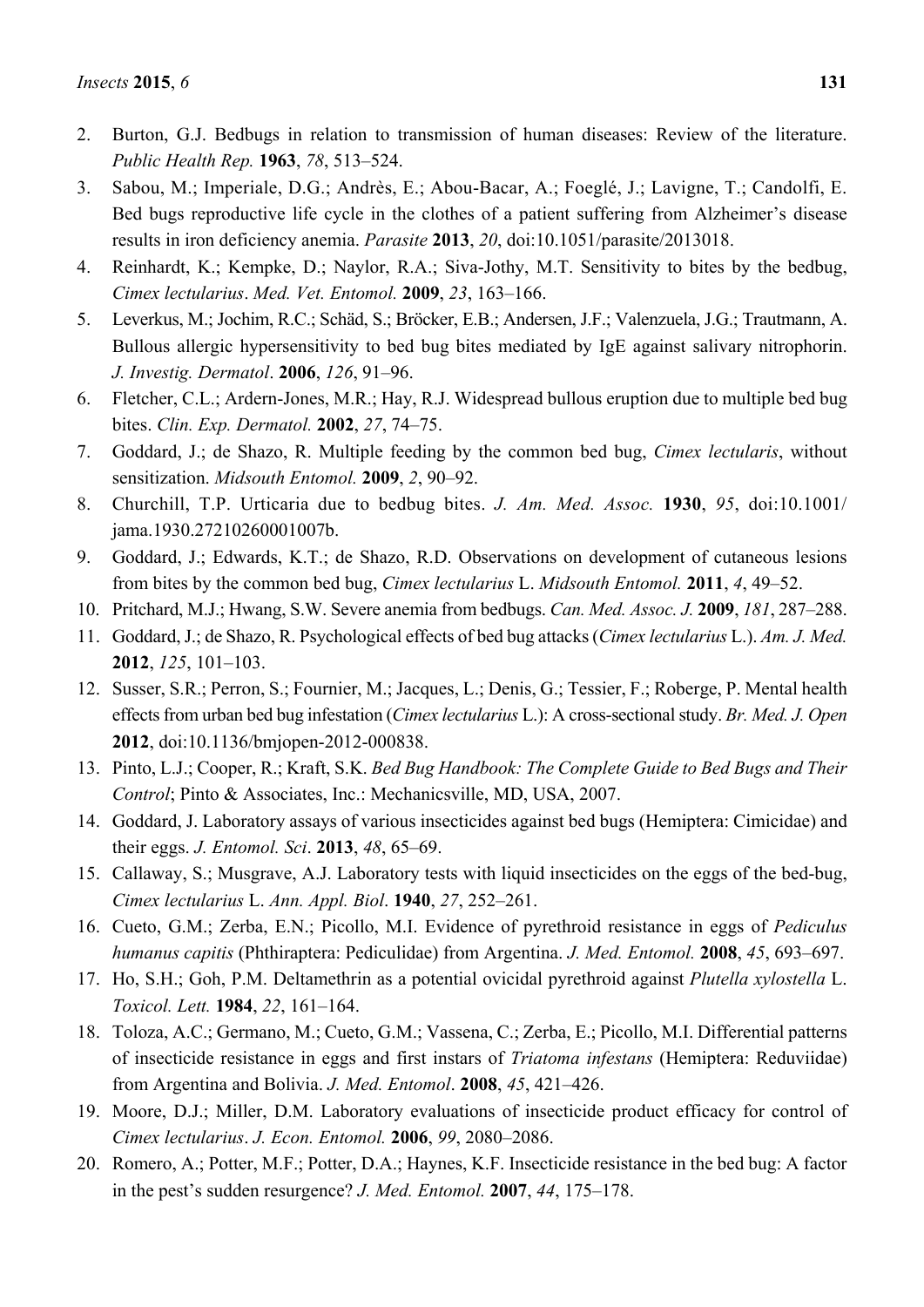2. Burton, G.J. Bedbugs in relation to transmission of human diseases: Review of the literature. *Public Health Rep.* **1963**, *78*, 513–524.
3. Sabou, M.; Imperiale, D.G.; Andrès, E.; Abou-Bacar, A.; Foeglé, J.; Lavigne, T.; Candolfi, E. Bed bugs reproductive life cycle in the clothes of a patient suffering from Alzheimer's disease results in iron deficiency anemia. *Parasite* **2013**, *20*, doi:10.1051/parasite/2013018.
4. Reinhardt, K.; Kempke, D.; Naylor, R.A.; Siva-Jothy, M.T. Sensitivity to bites by the bedbug, *Cimex lectularius*. *Med. Vet. Entomol.* **2009**, *23*, 163–166.
5. Leverkus, M.; Jochim, R.C.; Schäd, S.; Bröcker, E.B.; Andersen, J.F.; Valenzuela, J.G.; Trautmann, A. Bullous allergic hypersensitivity to bed bug bites mediated by IgE against salivary nitrophorin. *J. Investig. Dermatol*. **2006**, *126*, 91–96.
6. Fletcher, C.L.; Ardern-Jones, M.R.; Hay, R.J. Widespread bullous eruption due to multiple bed bug bites. *Clin. Exp. Dermatol.* **2002**, *27*, 74–75.
7. Goddard, J.; de Shazo, R. Multiple feeding by the common bed bug, *Cimex lectularis*, without sensitization. *Midsouth Entomol.* **2009**, *2*, 90–92.
8. Churchill, T.P. Urticaria due to bedbug bites. *J. Am. Med. Assoc.* **1930**, *95*, doi:10.1001/jama.1930.27210260001007b.
9. Goddard, J.; Edwards, K.T.; de Shazo, R.D. Observations on development of cutaneous lesions from bites by the common bed bug, *Cimex lectularius* L. *Midsouth Entomol.* **2011**, *4*, 49–52.
10. Pritchard, M.J.; Hwang, S.W. Severe anemia from bedbugs. *Can. Med. Assoc. J.* **2009**, *181*, 287–288.
11. Goddard, J.; de Shazo, R. Psychological effects of bed bug attacks (*Cimex lectularius* L.). *Am. J. Med.* **2012**, *125*, 101–103.
12. Susser, S.R.; Perron, S.; Fournier, M.; Jacques, L.; Denis, G.; Tessier, F.; Roberge, P. Mental health effects from urban bed bug infestation (*Cimex lectularius* L.): A cross-sectional study. *Br. Med. J. Open* **2012**, doi:10.1136/bmjopen-2012-000838.
13. Pinto, L.J.; Cooper, R.; Kraft, S.K. *Bed Bug Handbook: The Complete Guide to Bed Bugs and Their Control*; Pinto & Associates, Inc.: Mechanicsville, MD, USA, 2007.
14. Goddard, J. Laboratory assays of various insecticides against bed bugs (Hemiptera: Cimicidae) and their eggs. *J. Entomol. Sci*. **2013**, *48*, 65–69.
15. Callaway, S.; Musgrave, A.J. Laboratory tests with liquid insecticides on the eggs of the bed-bug, *Cimex lectularius* L. *Ann. Appl. Biol*. **1940**, *27*, 252–261.
16. Cueto, G.M.; Zerba, E.N.; Picollo, M.I. Evidence of pyrethroid resistance in eggs of *Pediculus humanus capitis* (Phthiraptera: Pediculidae) from Argentina. *J. Med. Entomol.* **2008**, *45*, 693–697.
17. Ho, S.H.; Goh, P.M. Deltamethrin as a potential ovicidal pyrethroid against *Plutella xylostella* L. *Toxicol. Lett.* **1984**, *22*, 161–164.
18. Toloza, A.C.; Germano, M.; Cueto, G.M.; Vassena, C.; Zerba, E.; Picollo, M.I. Differential patterns of insecticide resistance in eggs and first instars of *Triatoma infestans* (Hemiptera: Reduviidae) from Argentina and Bolivia. *J. Med. Entomol*. **2008**, *45*, 421–426.
19. Moore, D.J.; Miller, D.M. Laboratory evaluations of insecticide product efficacy for control of *Cimex lectularius*. *J. Econ. Entomol.* **2006**, *99*, 2080–2086.
20. Romero, A.; Potter, M.F.; Potter, D.A.; Haynes, K.F. Insecticide resistance in the bed bug: A factor in the pest's sudden resurgence? *J. Med. Entomol.* **2007**, *44*, 175–178.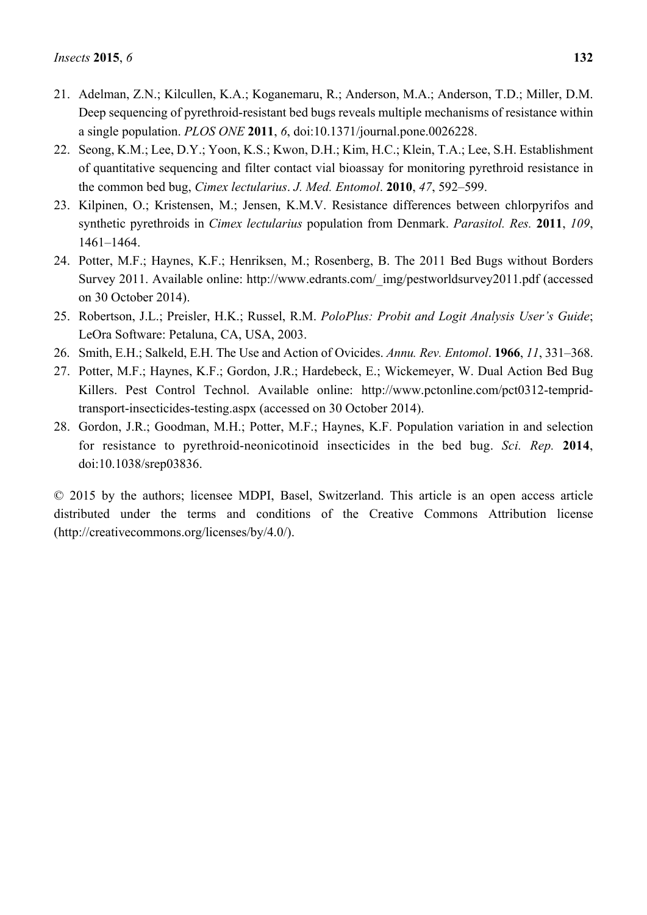21. Adelman, Z.N.; Kilcullen, K.A.; Koganemaru, R.; Anderson, M.A.; Anderson, T.D.; Miller, D.M. Deep sequencing of pyrethroid-resistant bed bugs reveals multiple mechanisms of resistance within a single population. *PLOS ONE* **2011**, *6*, doi:10.1371/journal.pone.0026228.
22. Seong, K.M.; Lee, D.Y.; Yoon, K.S.; Kwon, D.H.; Kim, H.C.; Klein, T.A.; Lee, S.H. Establishment of quantitative sequencing and filter contact vial bioassay for monitoring pyrethroid resistance in the common bed bug, *Cimex lectularius*. *J. Med. Entomol*. **2010**, *47*, 592–599.
23. Kilpinen, O.; Kristensen, M.; Jensen, K.M.V. Resistance differences between chlorpyrifos and synthetic pyrethroids in *Cimex lectularius* population from Denmark. *Parasitol. Res.* **2011**, *109*, 1461–1464.
24. Potter, M.F.; Haynes, K.F.; Henriksen, M.; Rosenberg, B. The 2011 Bed Bugs without Borders Survey 2011. Available online: http://www.edrants.com/_img/pestworldsurvey2011.pdf (accessed on 30 October 2014).
25. Robertson, J.L.; Preisler, H.K.; Russel, R.M. *PoloPlus: Probit and Logit Analysis User's Guide*; LeOra Software: Petaluna, CA, USA, 2003.
26. Smith, E.H.; Salkeld, E.H. The Use and Action of Ovicides. *Annu. Rev. Entomol*. **1966**, *11*, 331–368.
27. Potter, M.F.; Haynes, K.F.; Gordon, J.R.; Hardebeck, E.; Wickemeyer, W. Dual Action Bed Bug Killers. Pest Control Technol. Available online: http://www.pctonline.com/pct0312-temprid-transport-insecticides-testing.aspx (accessed on 30 October 2014).
28. Gordon, J.R.; Goodman, M.H.; Potter, M.F.; Haynes, K.F. Population variation in and selection for resistance to pyrethroid-neonicotinoid insecticides in the bed bug. *Sci. Rep.* **2014**, doi:10.1038/srep03836.

© 2015 by the authors; licensee MDPI, Basel, Switzerland. This article is an open access article distributed under the terms and conditions of the Creative Commons Attribution license (http://creativecommons.org/licenses/by/4.0/).